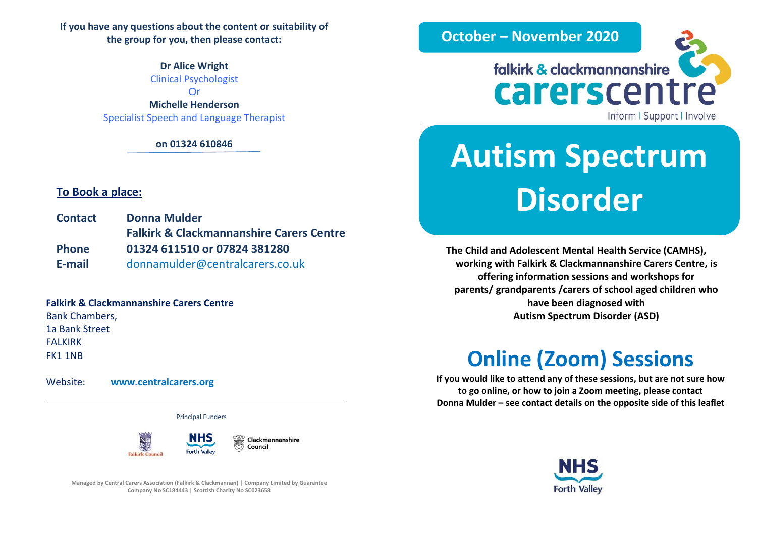If you have any questions about the content or suitability of the group for you, then please contact:

**Dr Alice Wright**
Clinical Psychologist
Or
**Michelle Henderson**
Specialist Speech and Language Therapist

**on 01324 610846**

## To Book a place:

**Contact** **Donna Mulder**
**Falkirk & Clackmannanshire Carers Centre**
**Phone** **01324 611510 or 07824 381280**
**E-mail** donnamulder@centralcarers.co.uk

**Falkirk & Clackmannanshire Carers Centre**
Bank Chambers,
1a Bank Street
FALKIRK
FK1 1NB

Website: **www.centralcarers.org**

Principal Funders

Falkirk Council | NHS Forth Valley | Clackmannanshire Council

Managed by Central Carers Association (Falkirk & Clackmannan) | Company Limited by Guarantee
Company No SC184443 | Scottish Charity No SC023658

**October – November 2020**

falkirk & clackmannanshire carerscentre
Inform | Support | Involve

# Autism Spectrum Disorder

**The Child and Adolescent Mental Health Service (CAMHS), working with Falkirk & Clackmannanshire Carers Centre, is offering information sessions and workshops for parents/ grandparents /carers of school aged children who have been diagnosed with Autism Spectrum Disorder (ASD)**

## Online (Zoom) Sessions

**If you would like to attend any of these sessions, but are not sure how to go online, or how to join a Zoom meeting, please contact Donna Mulder – see contact details on the opposite side of this leaflet**

NHS Forth Valley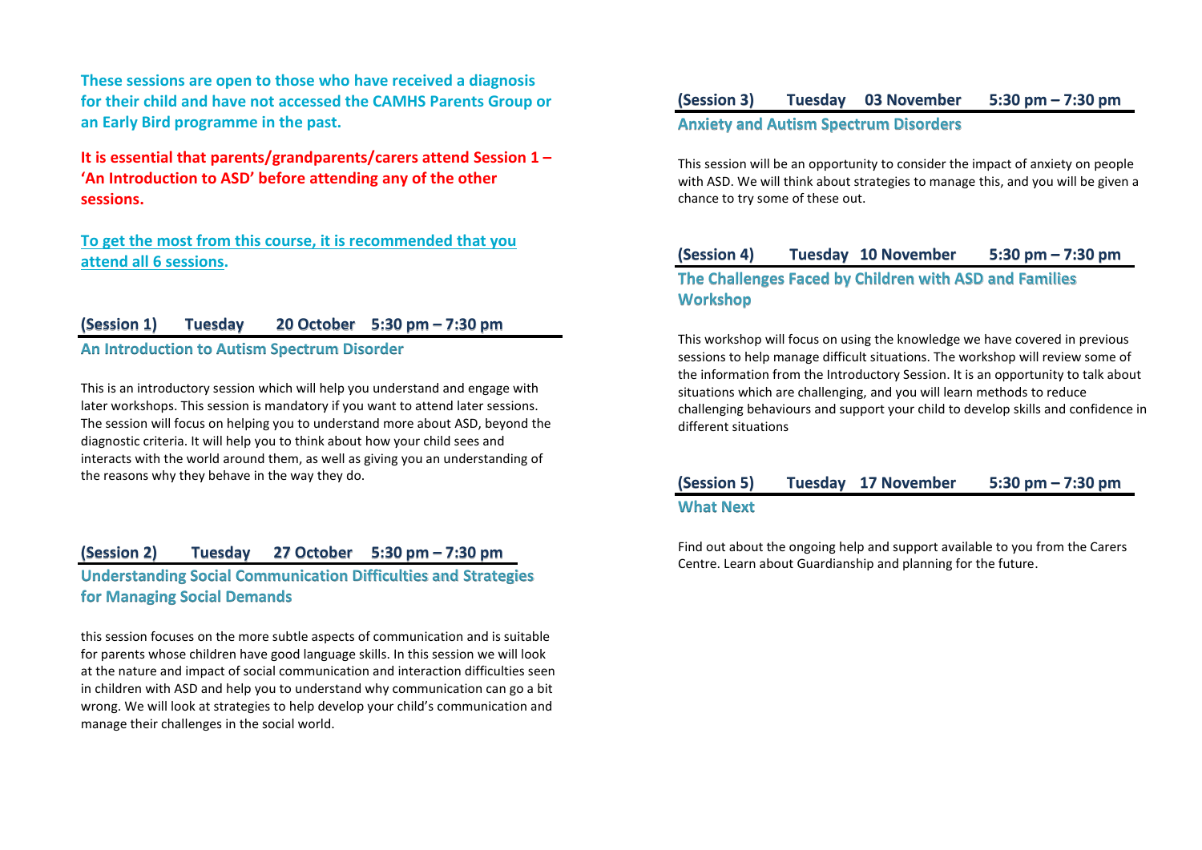**These sessions are open to those who have received a diagnosis for their child and have not accessed the CAMHS Parents Group or an Early Bird programme in the past.**

**It is essential that parents/grandparents/carers attend Session 1 – 'An Introduction to ASD' before attending any of the other sessions.**

**To get the most from this course, it is recommended that you attend all 6 sessions.**

## (Session 1) Tuesday 20 October 5:30 pm – 7:30 pm

### An Introduction to Autism Spectrum Disorder

This is an introductory session which will help you understand and engage with later workshops. This session is mandatory if you want to attend later sessions. The session will focus on helping you to understand more about ASD, beyond the diagnostic criteria. It will help you to think about how your child sees and interacts with the world around them, as well as giving you an understanding of the reasons why they behave in the way they do.

## (Session 2) Tuesday 27 October 5:30 pm – 7:30 pm

### Understanding Social Communication Difficulties and Strategies for Managing Social Demands

this session focuses on the more subtle aspects of communication and is suitable for parents whose children have good language skills. In this session we will look at the nature and impact of social communication and interaction difficulties seen in children with ASD and help you to understand why communication can go a bit wrong. We will look at strategies to help develop your child's communication and manage their challenges in the social world.

## (Session 3) Tuesday 03 November 5:30 pm – 7:30 pm

### Anxiety and Autism Spectrum Disorders

This session will be an opportunity to consider the impact of anxiety on people with ASD. We will think about strategies to manage this, and you will be given a chance to try some of these out.

## (Session 4) Tuesday 10 November 5:30 pm – 7:30 pm

### The Challenges Faced by Children with ASD and Families Workshop

This workshop will focus on using the knowledge we have covered in previous sessions to help manage difficult situations. The workshop will review some of the information from the Introductory Session. It is an opportunity to talk about situations which are challenging, and you will learn methods to reduce challenging behaviours and support your child to develop skills and confidence in different situations

## (Session 5) Tuesday 17 November 5:30 pm – 7:30 pm

### What Next

Find out about the ongoing help and support available to you from the Carers Centre. Learn about Guardianship and planning for the future.